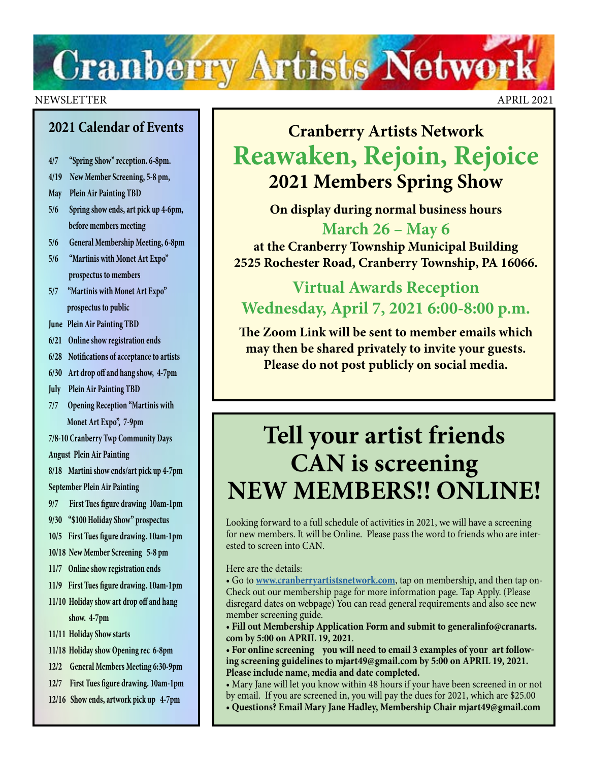# Cranberry Artists Network

NEWSLETTER APRIL 2021

## 2021 Calendar of Events

- **4/7** "Spring Show" reception. 6-8pm.
- **4/19** New Member Screening, 5-8 pm,
- **May** Plein Air Painting TBD
- **5/6** Spring show ends, art pick up 4-6pm, before members meeting
- **5/6** General Membership Meeting, 6-8pm
- **5/6** "Martinis with Monet Art Expo" prospectus to members
- **5/7** "Martinis with Monet Art Expo" prospectus to public
- **June** Plein Air Painting TBD
- **6/21** Online show registration ends
- **6/28** Notifications of acceptance to artists
- **6/30** Art drop off and hang show, 4-7pm
- **July** Plein Air Painting TBD
- **7/7** Opening Reception "Martinis with Monet Art Expo", 7-9pm
- **7/8-10** Cranberry Twp Community Days
- **August** Plein Air Painting
- **8/18** Martini show ends/art pick up 4-7pm
- **September** Plein Air Painting
- **9/7** First Tues figure drawing 10am-1pm
- **9/30** "$100 Holiday Show" prospectus
- **10/5** First Tues figure drawing. 10am-1pm
- **10/18** New Member Screening 5-8 pm
- **11/7** Online show registration ends
- **11/9** First Tues figure drawing. 10am-1pm
- **11/10** Holiday show art drop off and hang show. 4-7pm
- **11/11** Holiday Show starts
- **11/18** Holiday show Opening rec 6-8pm
- **12/2** General Members Meeting 6:30-9pm
- **12/7** First Tues figure drawing. 10am-1pm
- **12/16** Show ends, artwork pick up 4-7pm

## Cranberry Artists Network

# Reawaken, Rejoin, Rejoice

## 2021 Members Spring Show

**On display during normal business hours**

**March 26 – May 6**

**at the Cranberry Township Municipal Building**
**2525 Rochester Road, Cranberry Township, PA 16066.**

## Virtual Awards Reception

## Wednesday, April 7, 2021 6:00-8:00 p.m.

**The Zoom Link will be sent to member emails which may then be shared privately to invite your guests. Please do not post publicly on social media.**

# Tell your artist friends CAN is screening NEW MEMBERS!! ONLINE!

Looking forward to a full schedule of activities in 2021, we will have a screening for new members. It will be Online. Please pass the word to friends who are interested to screen into CAN.

Here are the details:

- Go to **www.cranberryartistsnetwork.com**, tap on membership, and then tap on- Check out our membership page for more information page. Tap Apply. (Please disregard dates on webpage) You can read general requirements and also see new member screening guide.
- **Fill out Membership Application Form and submit to generalinfo@cranarts.com by 5:00 on APRIL 19, 2021**.
- **For online screening you will need to email 3 examples of your art following screening guidelines to mjart49@gmail.com by 5:00 on APRIL 19, 2021. Please include name, media and date completed.**
- Mary Jane will let you know within 48 hours if your have been screened in or not by email. If you are screened in, you will pay the dues for 2021, which are $25.00
- **Questions? Email Mary Jane Hadley, Membership Chair mjart49@gmail.com**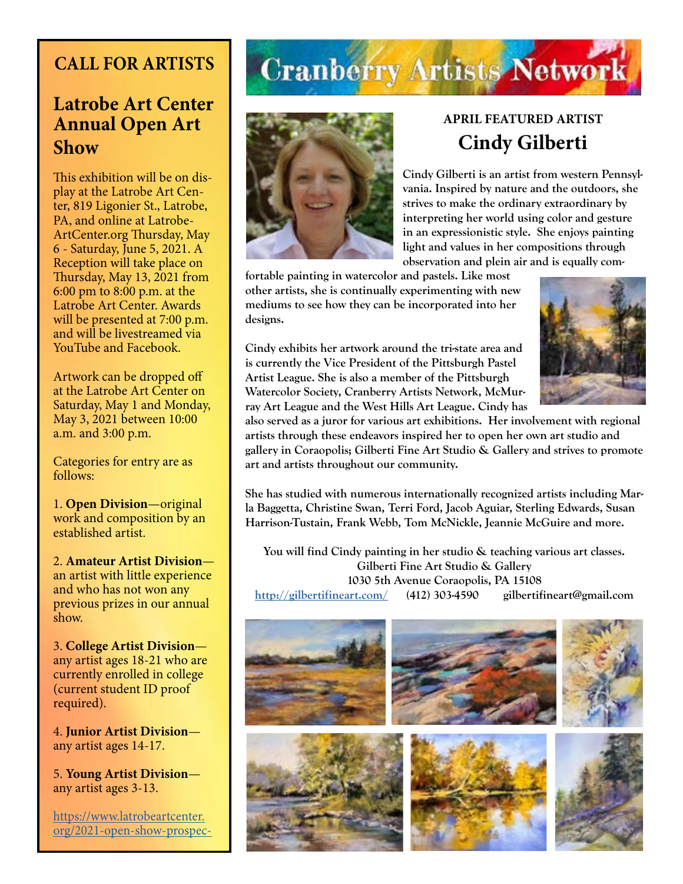# CALL FOR ARTISTS

## Latrobe Art Center Annual Open Art Show

This exhibition will be on display at the Latrobe Art Center, 819 Ligonier St., Latrobe, PA, and online at LatrobeArtCenter.org Thursday, May 6 - Saturday, June 5, 2021. A Reception will take place on Thursday, May 13, 2021 from 6:00 pm to 8:00 p.m. at the Latrobe Art Center. Awards will be presented at 7:00 p.m. and will be livestreamed via YouTube and Facebook.

Artwork can be dropped off at the Latrobe Art Center on Saturday, May 1 and Monday, May 3, 2021 between 10:00 a.m. and 3:00 p.m.

Categories for entry are as follows:

1. **Open Division**—original work and composition by an established artist.

2. **Amateur Artist Division**—an artist with little experience and who has not won any previous prizes in our annual show.

3. **College Artist Division**—any artist ages 18-21 who are currently enrolled in college (current student ID proof required).

4. **Junior Artist Division**—any artist ages 14-17.

5. **Young Artist Division**—any artist ages 3-13.

https://www.latrobeartcenter.org/2021-open-show-prospec-

# Cranberry Artists Network

### APRIL FEATURED ARTIST

## Cindy Gilberti

**Cindy Gilberti is an artist from western Pennsylvania. Inspired by nature and the outdoors, she strives to make the ordinary extraordinary by interpreting her world using color and gesture in an expressionistic style. She enjoys painting light and values in her compositions through observation and plein air and is equally comfortable painting in watercolor and pastels. Like most other artists, she is continually experimenting with new mediums to see how they can be incorporated into her designs.**

**Cindy exhibits her artwork around the tri-state area and is currently the Vice President of the Pittsburgh Pastel Artist League. She is also a member of the Pittsburgh Watercolor Society, Cranberry Artists Network, McMurray Art League and the West Hills Art League. Cindy has also served as a juror for various art exhibitions. Her involvement with regional artists through these endeavors inspired her to open her own art studio and gallery in Coraopolis; Gilberti Fine Art Studio & Gallery and strives to promote art and artists throughout our community.**

**She has studied with numerous internationally recognized artists including Marla Baggetta, Christine Swan, Terri Ford, Jacob Aguiar, Sterling Edwards, Susan Harrison-Tustain, Frank Webb, Tom McNickle, Jeannie McGuire and more.**

**You will find Cindy painting in her studio & teaching various art classes.**
**Gilberti Fine Art Studio & Gallery**
**1030 5th Avenue Coraopolis, PA 15108**
**http://gilbertifineart.com/ (412) 303-4590 gilbertifineart@gmail.com**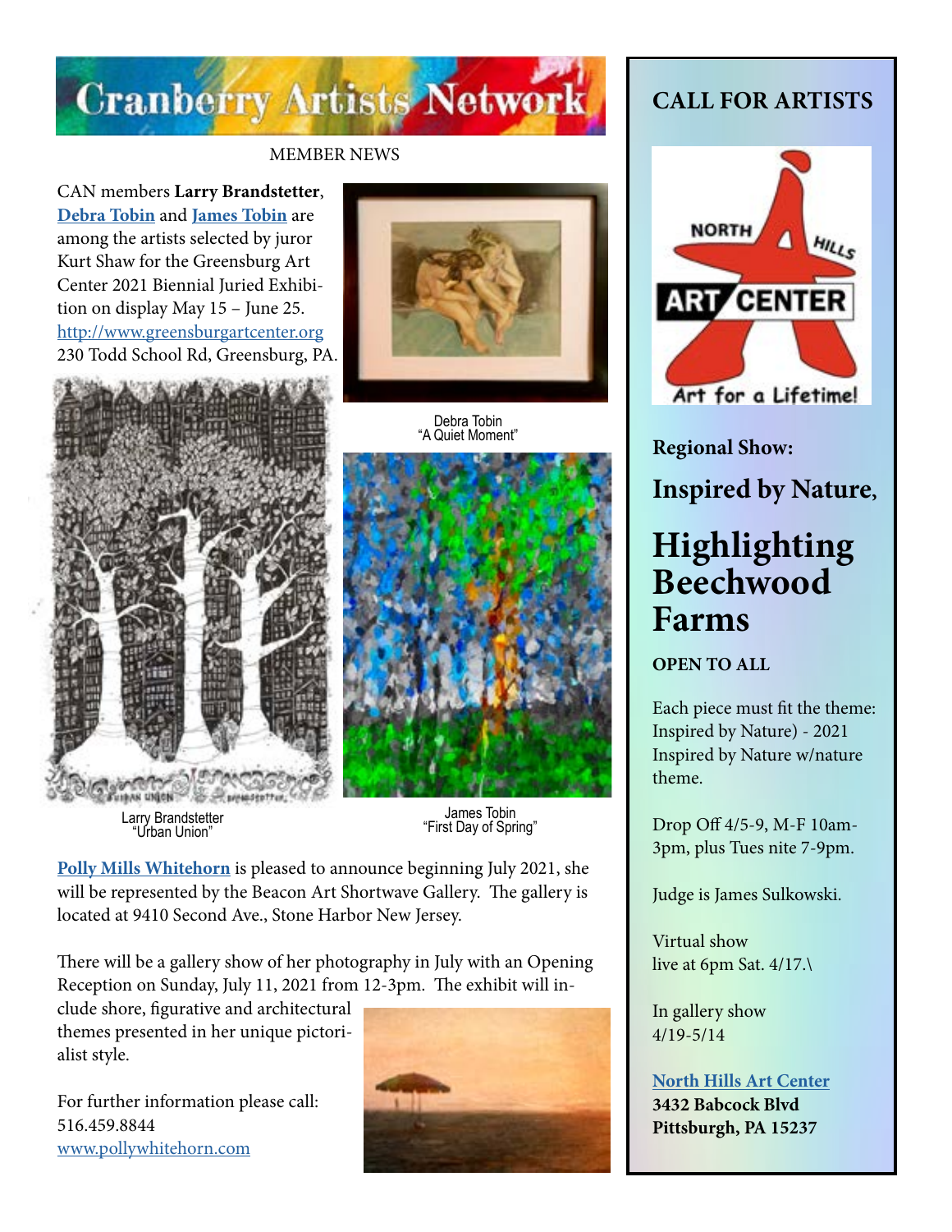# Cranberry Artists Network

MEMBER NEWS

CAN members **Larry Brandstetter**, **Debra Tobin** and **James Tobin** are among the artists selected by juror Kurt Shaw for the Greensburg Art Center 2021 Biennial Juried Exhibition on display May 15 – June 25. http://www.greensburgartcenter.org 230 Todd School Rd, Greensburg, PA.

Debra Tobin
"A Quiet Moment"

Larry Brandstetter
"Urban Union"

James Tobin
"First Day of Spring"

**Polly Mills Whitehorn** is pleased to announce beginning July 2021, she will be represented by the Beacon Art Shortwave Gallery. The gallery is located at 9410 Second Ave., Stone Harbor New Jersey.

There will be a gallery show of her photography in July with an Opening Reception on Sunday, July 11, 2021 from 12-3pm. The exhibit will include shore, figurative and architectural themes presented in her unique pictorialist style.

For further information please call:
516.459.8844
www.pollywhitehorn.com

## CALL FOR ARTISTS

NORTH HILLS ART CENTER
Art for a Lifetime!

**Regional Show:**

**Inspired by Nature,**

## Highlighting Beechwood Farms

**OPEN TO ALL**

Each piece must fit the theme: Inspired by Nature) - 2021 Inspired by Nature w/nature theme.

Drop Off 4/5-9, M-F 10am-3pm, plus Tues nite 7-9pm.

Judge is James Sulkowski.

Virtual show
live at 6pm Sat. 4/17.\

In gallery show
4/19-5/14

**North Hills Art Center**
**3432 Babcock Blvd**
**Pittsburgh, PA 15237**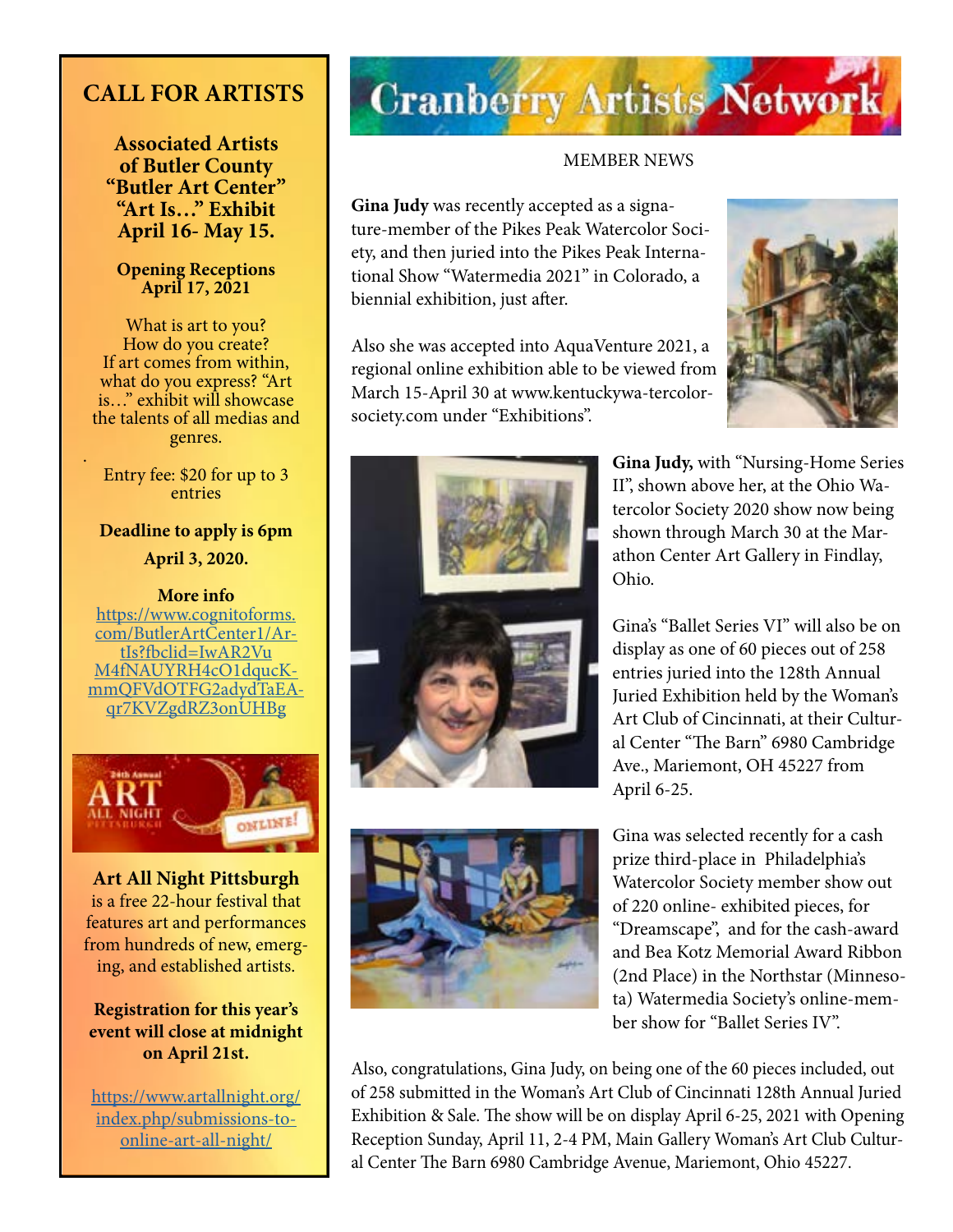# Cranberry Artists Network

MEMBER NEWS

**Gina Judy** was recently accepted as a signature-member of the Pikes Peak Watercolor Society, and then juried into the Pikes Peak International Show "Watermedia 2021" in Colorado, a biennial exhibition, just after.

Also she was accepted into AquaVenture 2021, a regional online exhibition able to be viewed from March 15-April 30 at www.kentuckywa-tercolor-society.com under "Exhibitions".

**Gina Judy,** with "Nursing-Home Series II", shown above her, at the Ohio Watercolor Society 2020 show now being shown through March 30 at the Marathon Center Art Gallery in Findlay, Ohio.

Gina's "Ballet Series VI" will also be on display as one of 60 pieces out of 258 entries juried into the 128th Annual Juried Exhibition held by the Woman's Art Club of Cincinnati, at their Cultural Center "The Barn" 6980 Cambridge Ave., Mariemont, OH 45227 from April 6-25.

Gina was selected recently for a cash prize third-place in Philadelphia's Watercolor Society member show out of 220 online- exhibited pieces, for "Dreamscape", and for the cash-award and Bea Kotz Memorial Award Ribbon (2nd Place) in the Northstar (Minnesota) Watermedia Society's online-member show for "Ballet Series IV".

Also, congratulations, Gina Judy, on being one of the 60 pieces included, out of 258 submitted in the Woman's Art Club of Cincinnati 128th Annual Juried Exhibition & Sale. The show will be on display April 6-25, 2021 with Opening Reception Sunday, April 11, 2-4 PM, Main Gallery Woman's Art Club Cultural Center The Barn 6980 Cambridge Avenue, Mariemont, Ohio 45227.

## CALL FOR ARTISTS

**Associated Artists of Butler County "Butler Art Center" "Art Is…" Exhibit April 16- May 15.**

**Opening Receptions April 17, 2021**

What is art to you? How do you create? If art comes from within, what do you express? "Art is…" exhibit will showcase the talents of all medias and genres.

Entry fee: $20 for up to 3 entries

**Deadline to apply is 6pm April 3, 2020.**

**More info**
https://www.cognitoforms.com/ButlerArtCenter1/ArtIs?fbclid=IwAR2VuM4fNAUYRH4cO1dqucKmmQFVdOTFG2adydTaEAqr7KVZgdRZ3onUHBg

**Art All Night Pittsburgh** is a free 22-hour festival that features art and performances from hundreds of new, emerging, and established artists.

**Registration for this year's event will close at midnight on April 21st.**

https://www.artallnight.org/index.php/submissions-to-online-art-all-night/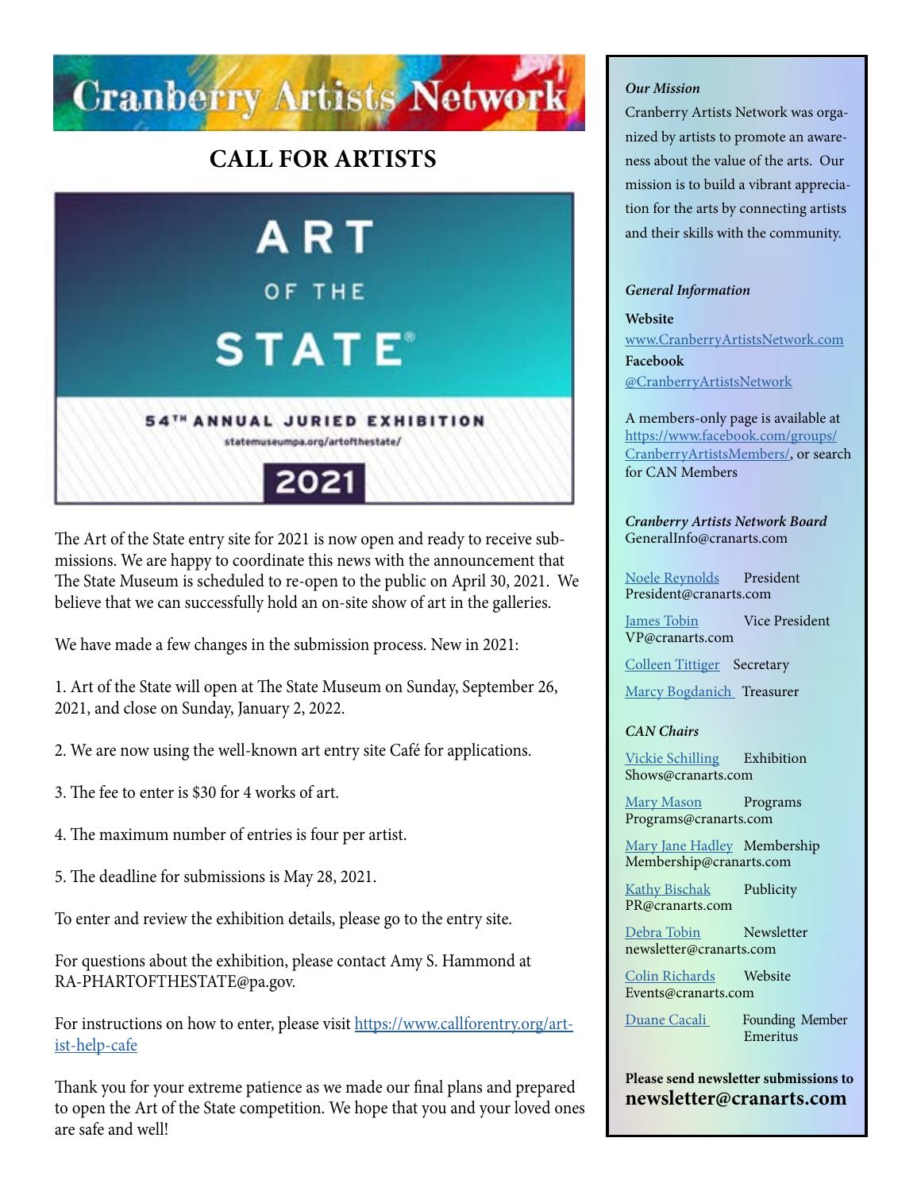# Cranberry Artists Network

## CALL FOR ARTISTS

ART OF THE STATE®

54TH ANNUAL JURIED EXHIBITION

statemuseumpa.org/artofthestate/

2021

The Art of the State entry site for 2021 is now open and ready to receive submissions. We are happy to coordinate this news with the announcement that The State Museum is scheduled to re-open to the public on April 30, 2021. We believe that we can successfully hold an on-site show of art in the galleries.

We have made a few changes in the submission process. New in 2021:

1. Art of the State will open at The State Museum on Sunday, September 26, 2021, and close on Sunday, January 2, 2022.

2. We are now using the well-known art entry site Café for applications.

3. The fee to enter is $30 for 4 works of art.

4. The maximum number of entries is four per artist.

5. The deadline for submissions is May 28, 2021.

To enter and review the exhibition details, please go to the entry site.

For questions about the exhibition, please contact Amy S. Hammond at RA-PHARTOFTHESTATE@pa.gov.

For instructions on how to enter, please visit https://www.callforentry.org/artist-help-cafe

Thank you for your extreme patience as we made our final plans and prepared to open the Art of the State competition. We hope that you and your loved ones are safe and well!

---

***Our Mission***

Cranberry Artists Network was organized by artists to promote an awareness about the value of the arts. Our mission is to build a vibrant appreciation for the arts by connecting artists and their skills with the community.

***General Information***

**Website**
www.CranberryArtistsNetwork.com
**Facebook**
@CranberryArtistsNetwork

A members-only page is available at https://www.facebook.com/groups/CranberryArtistsMembers/, or search for CAN Members

***Cranberry Artists Network Board***
GeneralInfo@cranarts.com

Noele Reynolds — President
President@cranarts.com

James Tobin — Vice President
VP@cranarts.com

Colleen Tittiger — Secretary

Marcy Bogdanich — Treasurer

***CAN Chairs***

Vickie Schilling — Exhibition
Shows@cranarts.com

Mary Mason — Programs
Programs@cranarts.com

Mary Jane Hadley — Membership
Membership@cranarts.com

Kathy Bischak — Publicity
PR@cranarts.com

Debra Tobin — Newsletter
newsletter@cranarts.com

Colin Richards — Website
Events@cranarts.com

Duane Cacali — Founding Member Emeritus

**Please send newsletter submissions to**
**newsletter@cranarts.com**